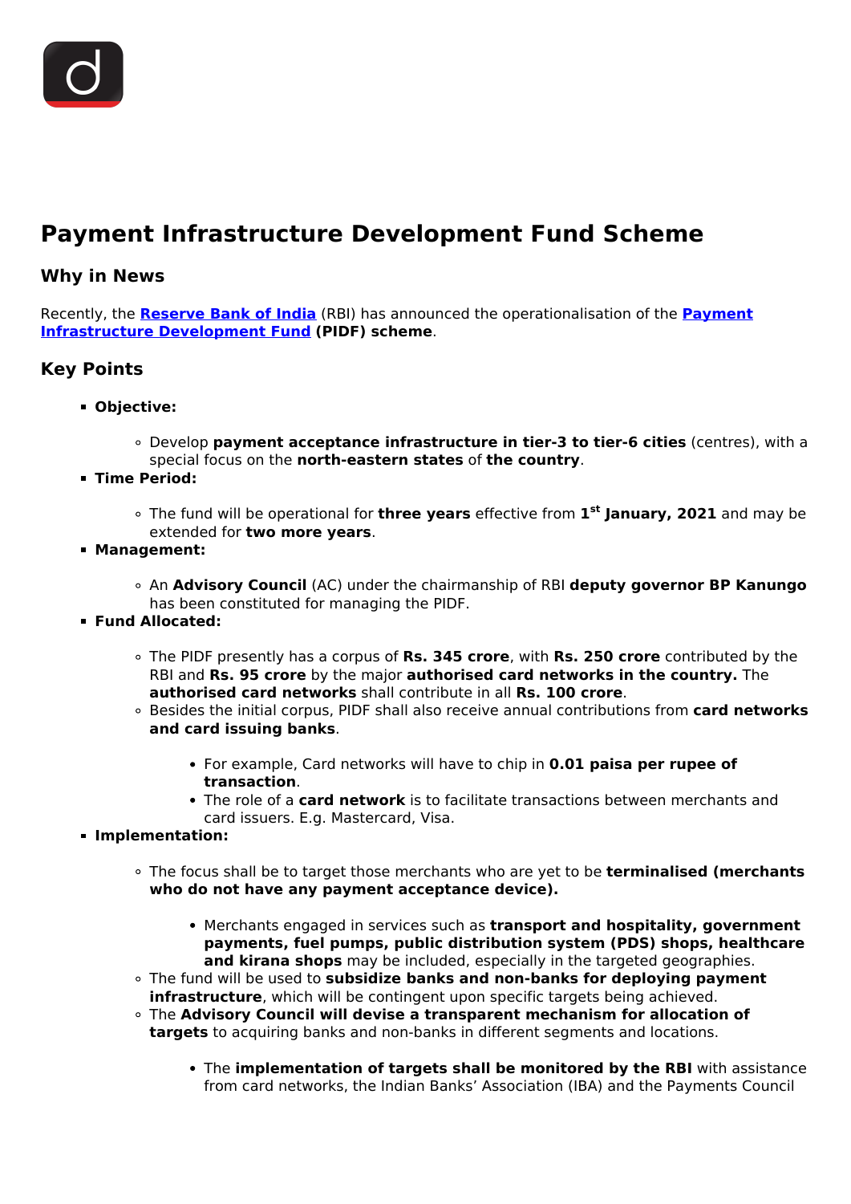# Payment Infrastructure Development Fund Scheme

## Why in News

Recently, the **Reserve Bank of India** (RBI) has announced the operationalisation of the **Payment Infrastructure Development Fund (PIDF) scheme**.

## Key Points

- **Objective:**
  - Develop **payment acceptance infrastructure in tier-3 to tier-6 cities** (centres), with a special focus on the **north-eastern states** of **the country**.
- **Time Period:**
  - The fund will be operational for **three years** effective from **1st January, 2021** and may be extended for **two more years**.
- **Management:**
  - An **Advisory Council** (AC) under the chairmanship of RBI **deputy governor BP Kanungo** has been constituted for managing the PIDF.
- **Fund Allocated:**
  - The PIDF presently has a corpus of **Rs. 345 crore**, with **Rs. 250 crore** contributed by the RBI and **Rs. 95 crore** by the major **authorised card networks in the country.** The **authorised card networks** shall contribute in all **Rs. 100 crore**.
  - Besides the initial corpus, PIDF shall also receive annual contributions from **card networks and card issuing banks**.
    - For example, Card networks will have to chip in **0.01 paisa per rupee of transaction**.
    - The role of a **card network** is to facilitate transactions between merchants and card issuers. E.g. Mastercard, Visa.
- **Implementation:**
  - The focus shall be to target those merchants who are yet to be **terminalised (merchants who do not have any payment acceptance device).**
    - Merchants engaged in services such as **transport and hospitality, government payments, fuel pumps, public distribution system (PDS) shops, healthcare and kirana shops** may be included, especially in the targeted geographies.
  - The fund will be used to **subsidize banks and non-banks for deploying payment infrastructure**, which will be contingent upon specific targets being achieved.
  - The **Advisory Council will devise a transparent mechanism for allocation of targets** to acquiring banks and non-banks in different segments and locations.
    - The **implementation of targets shall be monitored by the RBI** with assistance from card networks, the Indian Banks' Association (IBA) and the Payments Council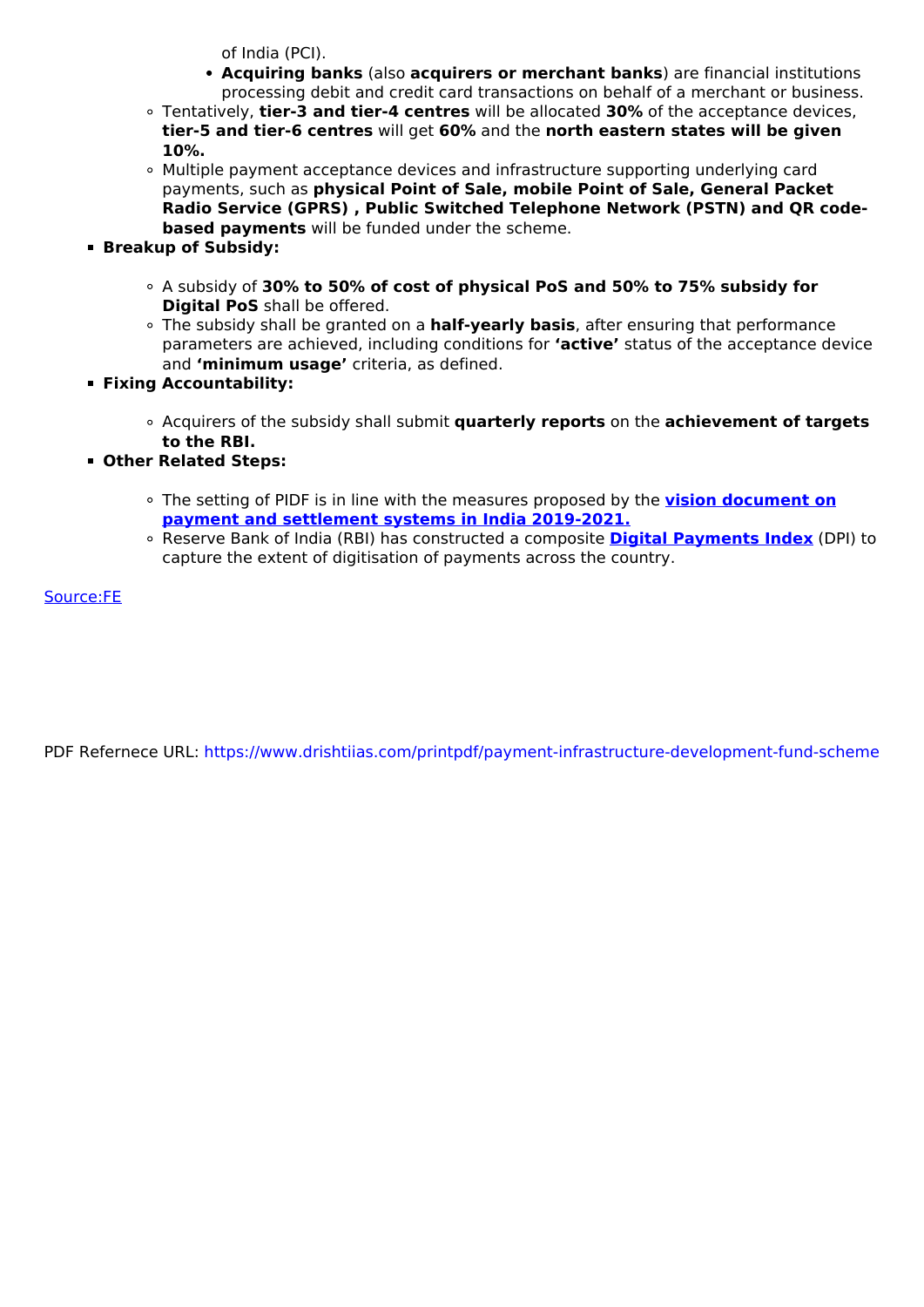of India (PCI).
        - **Acquiring banks** (also **acquirers or merchant banks**) are financial institutions processing debit and credit card transactions on behalf of a merchant or business.
    - Tentatively, **tier-3 and tier-4 centres** will be allocated **30%** of the acceptance devices, **tier-5 and tier-6 centres** will get **60%** and the **north eastern states will be given 10%.**
    - Multiple payment acceptance devices and infrastructure supporting underlying card payments, such as **physical Point of Sale, mobile Point of Sale, General Packet Radio Service (GPRS) , Public Switched Telephone Network (PSTN) and QR code-based payments** will be funded under the scheme.
- **Breakup of Subsidy:**
    - A subsidy of **30% to 50% of cost of physical PoS and 50% to 75% subsidy for Digital PoS** shall be offered.
    - The subsidy shall be granted on a **half-yearly basis**, after ensuring that performance parameters are achieved, including conditions for **'active'** status of the acceptance device and **'minimum usage'** criteria, as defined.
- **Fixing Accountability:**
    - Acquirers of the subsidy shall submit **quarterly reports** on the **achievement of targets to the RBI.**
- **Other Related Steps:**
    - The setting of PIDF is in line with the measures proposed by the **vision document on payment and settlement systems in India 2019-2021.**
    - Reserve Bank of India (RBI) has constructed a composite **Digital Payments Index** (DPI) to capture the extent of digitisation of payments across the country.

Source:FE

PDF Refernece URL: https://www.drishtiias.com/printpdf/payment-infrastructure-development-fund-scheme